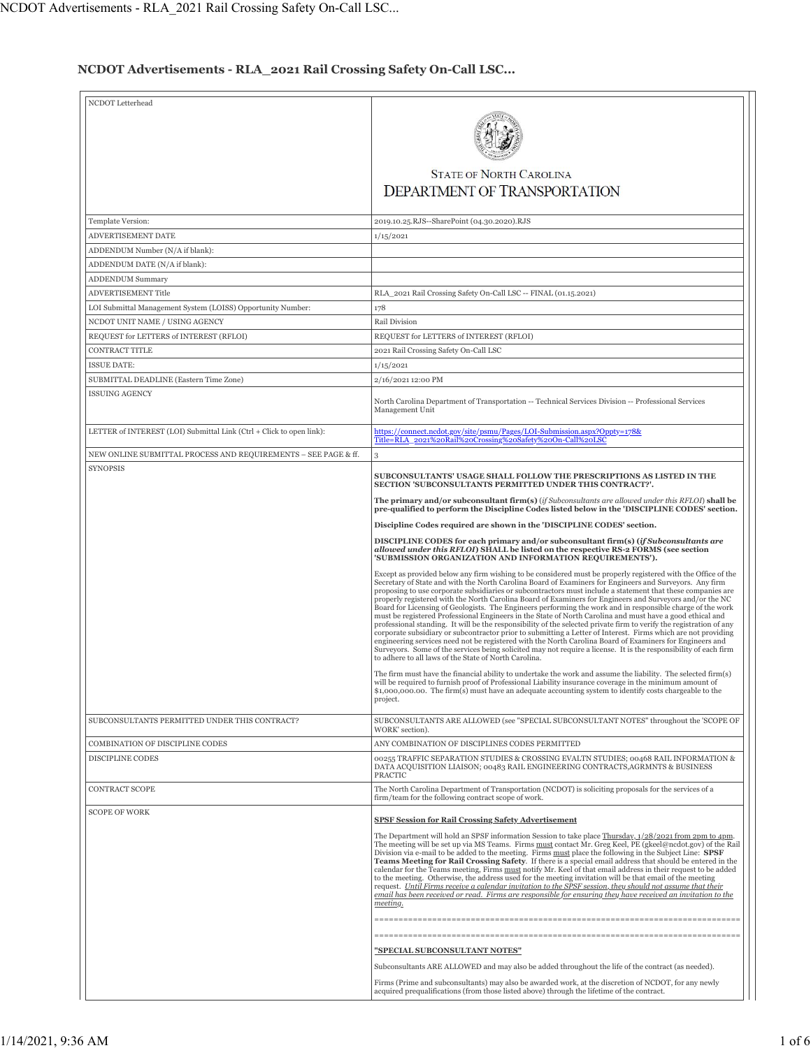# NCDOT Advertisements - RLA_2021 Rail Crossing Safety On-Call LSC...

| NCDOT Letterhead | STATE OF NORTH CAROLINA DEPARTMENT OF TRANSPORTATION |
| --- | --- |
| Template Version: | 2019.10.25.RJS--SharePoint (04.30.2020).RJS |
| ADVERTISEMENT DATE | 1/15/2021 |
| ADDENDUM Number (N/A if blank): | |
| ADDENDUM DATE (N/A if blank): | |
| ADDENDUM Summary | |
| ADVERTISEMENT Title | RLA_2021 Rail Crossing Safety On-Call LSC -- FINAL (01.15.2021) |
| LOI Submittal Management System (LOISS) Opportunity Number: | 178 |
| NCDOT UNIT NAME / USING AGENCY | Rail Division |
| REQUEST for LETTERS of INTEREST (RFLOI) | REQUEST for LETTERS of INTEREST (RFLOI) |
| CONTRACT TITLE | 2021 Rail Crossing Safety On-Call LSC |
| ISSUE DATE: | 1/15/2021 |
| SUBMITTAL DEADLINE (Eastern Time Zone) | 2/16/2021 12:00 PM |
| ISSUING AGENCY | North Carolina Department of Transportation -- Technical Services Division -- Professional Services Management Unit |
| LETTER of INTEREST (LOI) Submittal Link (Ctrl + Click to open link): | https://connect.ncdot.gov/site/psmu/Pages/LOI-Submission.aspx?Oppty=178&Title=RLA_2021%20Rail%20Crossing%20Safety%20On-Call%20LSC |
| NEW ONLINE SUBMITTAL PROCESS AND REQUIREMENTS – SEE PAGE & ff. | 3 |
| SYNOPSIS | **SUBCONSULTANTS' USAGE SHALL FOLLOW THE PRESCRIPTIONS AS LISTED IN THE SECTION 'SUBCONSULTANTS PERMITTED UNDER THIS CONTRACT?'.**<br><br>**The primary and/or subconsultant firm(s)** (*if Subconsultants are allowed under this RFLOI*) **shall be pre-qualified to perform the Discipline Codes listed below in the 'DISCIPLINE CODES' section.**<br><br>**Discipline Codes required are shown in the 'DISCIPLINE CODES' section.**<br><br>**DISCIPLINE CODES for each primary and/or subconsultant firm(s) (*if Subconsultants are allowed under this RFLOI*) SHALL be listed on the respective RS-2 FORMS (see section 'SUBMISSION ORGANIZATION AND INFORMATION REQUIREMENTS').**<br><br>Except as provided below any firm wishing to be considered must be properly registered with the Office of the Secretary of State and with the North Carolina Board of Examiners for Engineers and Surveyors. Any firm proposing to use corporate subsidiaries or subcontractors must include a statement that these companies are properly registered with the North Carolina Board of Examiners for Engineers and Surveyors and/or the NC Board for Licensing of Geologists. The Engineers performing the work and in responsible charge of the work must be registered Professional Engineers in the State of North Carolina and must have a good ethical and professional standing. It will be the responsibility of the selected private firm to verify the registration of any corporate subsidiary or subcontractor prior to submitting a Letter of Interest. Firms which are not providing engineering services need not be registered with the North Carolina Board of Examiners for Engineers and Surveyors. Some of the services being solicited may not require a license. It is the responsibility of each firm to adhere to all laws of the State of North Carolina.<br><br>The firm must have the financial ability to undertake the work and assume the liability. The selected firm(s) will be required to furnish proof of Professional Liability insurance coverage in the minimum amount of $1,000,000.00. The firm(s) must have an adequate accounting system to identify costs chargeable to the project. |
| SUBCONSULTANTS PERMITTED UNDER THIS CONTRACT? | SUBCONSULTANTS ARE ALLOWED (see "SPECIAL SUBCONSULTANT NOTES" throughout the 'SCOPE OF WORK' section). |
| COMBINATION OF DISCIPLINE CODES | ANY COMBINATION OF DISCIPLINES CODES PERMITTED |
| DISCIPLINE CODES | 00255 TRAFFIC SEPARATION STUDIES & CROSSING EVALTN STUDIES; 00468 RAIL INFORMATION & DATA ACQUISITION LIAISON; 00483 RAIL ENGINEERING CONTRACTS,AGRMNTS & BUSINESS PRACTIC |
| CONTRACT SCOPE | The North Carolina Department of Transportation (NCDOT) is soliciting proposals for the services of a firm/team for the following contract scope of work. |
| SCOPE OF WORK | **SPSF Session for Rail Crossing Safety Advertisement**<br><br>The Department will hold an SPSF information Session to take place Thursday, 1/28/2021 from 2pm to 4pm. The meeting will be set up via MS Teams. Firms must contact Mr. Greg Keel, PE (gkeel@ncdot.gov) of the Rail Division via e-mail to be added to the meeting. Firms must place the following in the Subject Line: **SPSF Teams Meeting for Rail Crossing Safety**. If there is a special email address that should be entered in the calendar for the Teams meeting, Firms must notify Mr. Keel of that email address in their request to be added to the meeting. Otherwise, the address used for the meeting invitation will be that email of the meeting request. ***Until Firms receive a calendar invitation to the SPSF session, they should not assume that their email has been received or read. Firms are responsible for ensuring they have received an invitation to the meeting.***<br><br>===========================================================================<br><br>===========================================================================<br><br>**"SPECIAL SUBCONSULTANT NOTES"**<br><br>Subconsultants ARE ALLOWED and may also be added throughout the life of the contract (as needed).<br><br>Firms (Prime and subconsultants) may also be awarded work, at the discretion of NCDOT, for any newly acquired prequalifications (from those listed above) through the lifetime of the contract. |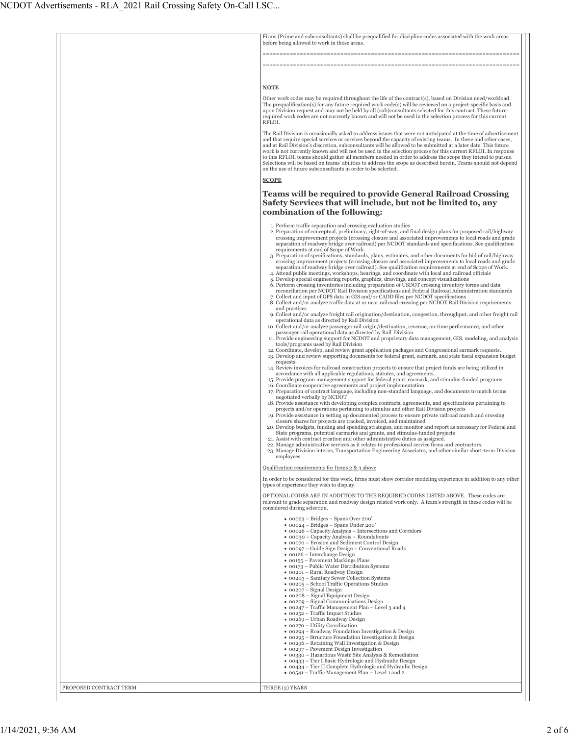Firms (Prime and subconsultants) shall be prequalified for discipline codes associated with the work areas before being allowed to work in those areas.

===============================================================================

===============================================================================

**NOTE**

Other work codes may be required throughout the life of the contract(s), based on Division need/workload. The prequalification(s) for any future required work code(s) will be reviewed on a project-specific basis and upon Division request and may not be held by all (sub)consultants selected for this contract. These future-required work codes are not currently known and will not be used in the selection process for this current RFLOI.

The Rail Division is occasionally asked to address issues that were not anticipated at the time of advertisement and that require special services or services beyond the capacity of existing teams. In these and other cases, and at Rail Division's discretion, subconsultants will be allowed to be submitted at a later date. This future work is not currently known and will not be used in the selection process for this current RFLOI. In response to this RFLOI, teams should gather all members needed in order to address the scope they intend to pursue. Selections will be based on teams' abilities to address the scope as described herein. Teams should not depend on the use of future subconsultants in order to be selected.

**SCOPE**

### Teams will be required to provide General Railroad Crossing Safety Services that will include, but not be limited to, any combination of the following:

1. Perform traffic separation and crossing evaluation studies
2. Preparation of conceptual, preliminary, right-of-way, and final design plans for proposed rail/highway crossing improvement projects (crossing closure and associated improvements to local roads and grade separation of roadway bridge over railroad) per NCDOT standards and specifications. See qualification requirements at end of Scope of Work.
3. Preparation of specifications, standards, plans, estimates, and other documents for bid of rail/highway crossing improvement projects (crossing closure and associated improvements to local roads and grade separation of roadway bridge over railroad). See qualification requirements at end of Scope of Work.
4. Attend public meetings, workshops, hearings, and coordinate with local and railroad officials
5. Develop special engineering reports, graphics, drawings, and concept visualizations
6. Perform crossing inventories including preparation of USDOT crossing inventory forms and data reconciliation per NCDOT Rail Division specifications and Federal Railroad Administration standards
7. Collect and input of GPS data in GIS and/or CADD files per NCDOT specifications
8. Collect and/or analyze traffic data at or near railroad crossing per NCDOT Rail Division requirements and practices
9. Collect and/or analyze freight rail origination/destination, congestion, throughput, and other freight rail operational data as directed by Rail Division
10. Collect and/or analyze passenger rail origin/destination, revenue, on-time performance, and other passenger rail operational data as directed by Rail Division
11. Provide engineering support for NCDOT and proprietary data management, GIS, modeling, and analysis tools/programs used by Rail Division
12. Coordinate, develop, and review grant application packages and Congressional earmark requests.
13. Develop and review supporting documents for federal grant, earmark, and state fiscal expansion budget requests.
14. Review invoices for railroad construction projects to ensure that project funds are being utilized in accordance with all applicable regulations, statutes, and agreements.
15. Provide program management support for federal grant, earmark, and stimulus-funded programs
16. Coordinate cooperative agreements and project implementation
17. Preparation of contract language, including non-standard language, and documents to match terms negotiated verbally by NCDOT
18. Provide assistance with developing complex contracts, agreements, and specifications pertaining to projects and/or operations pertaining to stimulus and other Rail Division projects
19. Provide assistance in setting up documented process to ensure private railroad match and crossing closure shares for projects are tracked, invoiced, and maintained
20. Develop budgets, funding and spending strategies, and monitor and report as necessary for Federal and State programs, potential earmarks and grants, and stimulus-funded projects
21. Assist with contract creation and other administrative duties as assigned.
22. Manage administrative services as it relates to professional service firms and contractors.
23. Manage Division interns, Transportation Engineering Associates, and other similar short-term Division employees.

Qualification requirements for Items 2 & 3 above

In order to be considered for this work, firms must show corridor modeling experience in addition to any other types of experience they wish to display.

OPTIONAL CODES ARE IN ADDITION TO THE REQUIRED CODES LISTED ABOVE. These codes are relevant to grade separation and roadway design related work only. A team's strength in these codes will be considered during selection.

- 00023 – Bridges – Spans Over 200'
- 00024 – Bridges – Spans Under 200'
- 00026 – Capacity Analysis – Intersections and Corridors
- 00030 – Capacity Analysis – Roundabouts
- 00070 – Erosion and Sediment Control Design
- 00097 – Guide Sign Design – Conventional Roads
- 00126 – Interchange Design
- 00155 – Pavement Markings Plans
- 00173 – Public Water Distribution Systems
- 00201 – Rural Roadway Design
- 00203 – Sanitary Sewer Collection Systems
- 00205 – School Traffic Operations Studies
- 00207 – Signal Design
- 00208 – Signal Equipment Design
- 00209 – Signal Communications Design
- 00247 – Traffic Management Plan – Level 3 and 4
- 00252 – Traffic Impact Studies
- 00269 – Urban Roadway Design
- 00270 – Utility Coordination
- 00294 – Roadway Foundation Investigation & Design
- 00295 – Structure Foundation Investigation & Design
- 00296 – Retaining Wall Investigation & Design
- 00297 – Pavement Design Investigation
- 00330 – Hazardous Waste Site Analysis & Remediation
- 00433 – Tier I Basic Hydrologic and Hydraulic Design
- 00434 – Tier II Complete Hydrologic and Hydraulic Design
- 00541 – Traffic Management Plan – Level 1 and 2

| PROPOSED CONTRACT TERM | THREE (3) YEARS |
|---|---|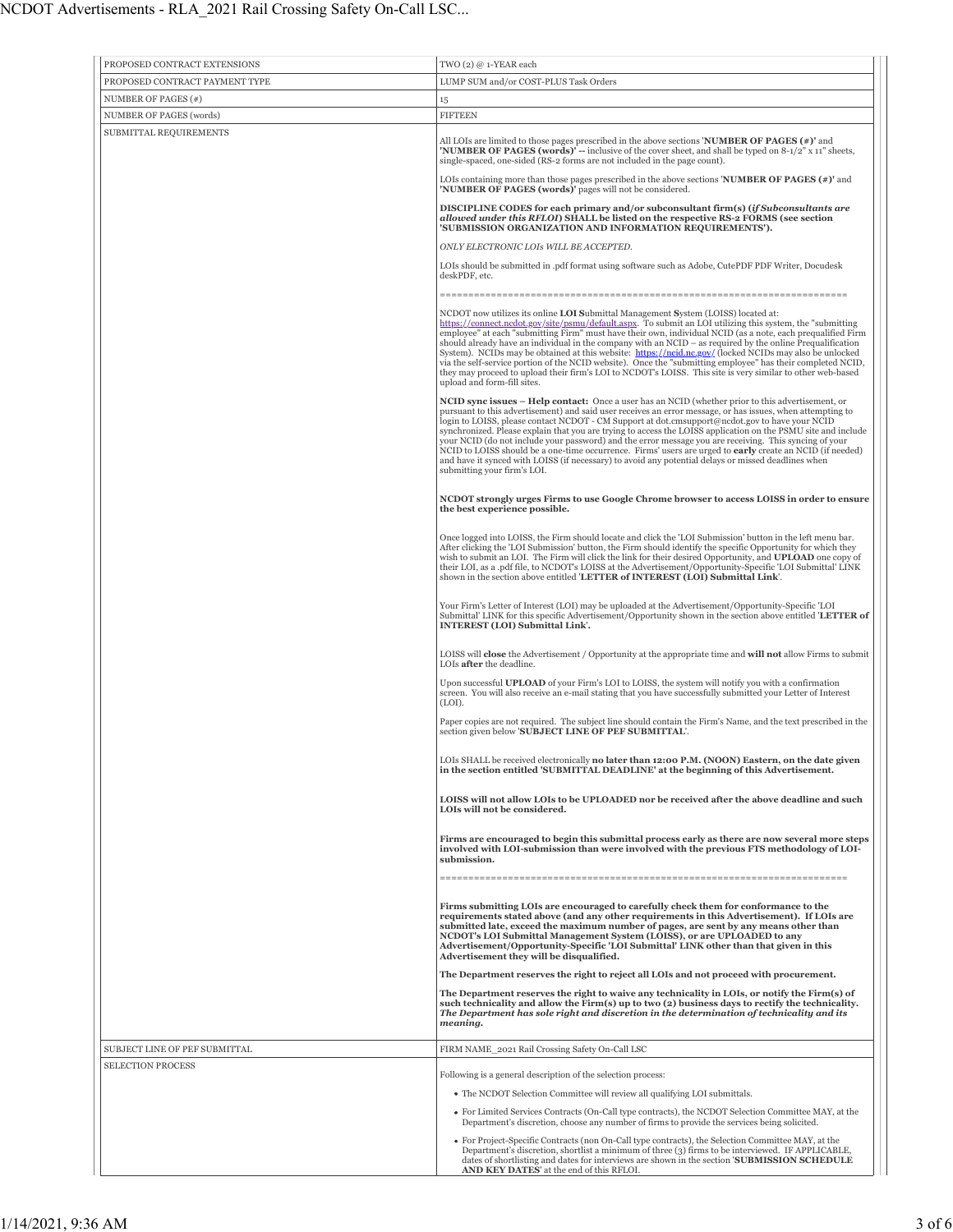| | |
|---|---|
| PROPOSED CONTRACT EXTENSIONS | TWO (2) @ 1-YEAR each |
| PROPOSED CONTRACT PAYMENT TYPE | LUMP SUM and/or COST-PLUS Task Orders |
| NUMBER OF PAGES (#) | 15 |
| NUMBER OF PAGES (words) | FIFTEEN |
| SUBMITTAL REQUIREMENTS | All LOIs are limited to those pages prescribed in the above sections '**NUMBER OF PAGES (#)**' and '**NUMBER OF PAGES (words)**' -- inclusive of the cover sheet, and shall be typed on 8-1/2" x 11" sheets, single-spaced, one-sided (RS-2 forms are not included in the page count).<br><br>LOIs containing more than those pages prescribed in the above sections '**NUMBER OF PAGES (#)**' and '**NUMBER OF PAGES (words)**' pages will not be considered.<br><br>**DISCIPLINE CODES for each primary and/or subconsultant firm(s) (*if Subconsultants are allowed under this RFLOI*) SHALL be listed on the respective RS-2 FORMS (see section 'SUBMISSION ORGANIZATION AND INFORMATION REQUIREMENTS').**<br><br>*ONLY ELECTRONIC LOIs WILL BE ACCEPTED.*<br><br>LOIs should be submitted in .pdf format using software such as Adobe, CutePDF PDF Writer, Docudesk deskPDF, etc.<br><br>======================================================================<br><br>NCDOT now utilizes its online **LOI S**ubmittal Management **S**ystem (LOISS) located at: https://connect.ncdot.gov/site/psmu/default.aspx. To submit an LOI utilizing this system, the "submitting employee" at each "submitting Firm" must have their own, individual NCID (as a note, each prequalified Firm should already have an individual in the company with an NCID – as required by the online Prequalification System). NCIDs may be obtained at this website: https://ncid.nc.gov/ (locked NCIDs may also be unlocked via the self-service portion of the NCID website). Once the "submitting employee" has their completed NCID, they may proceed to upload their firm's LOI to NCDOT's LOISS. This site is very similar to other web-based upload and form-fill sites.<br><br>**NCID sync issues – Help contact:** Once a user has an NCID (whether prior to this advertisement, or pursuant to this advertisement) and said user receives an error message, or has issues, when attempting to login to LOISS, please contact NCDOT - CM Support at dot.cmsupport@ncdot.gov to have your NCID synchronized. Please explain that you are trying to access the LOISS application on the PSMU site and include your NCID (do not include your password) and the error message you are receiving. This syncing of your NCID to LOISS should be a one-time occurrence. Firms' users are urged to **early** create an NCID (if needed) and have it synced with LOISS (if necessary) to avoid any potential delays or missed deadlines when submitting your firm's LOI.<br><br>**NCDOT strongly urges Firms to use Google Chrome browser to access LOISS in order to ensure the best experience possible.**<br><br>Once logged into LOISS, the Firm should locate and click the 'LOI Submission' button in the left menu bar. After clicking the 'LOI Submission' button, the Firm should identify the specific Opportunity for which they wish to submit an LOI. The Firm will click the link for their desired Opportunity, and **UPLOAD** one copy of their LOI, as a .pdf file, to NCDOT's LOISS at the Advertisement/Opportunity-Specific 'LOI Submittal' LINK shown in the section above entitled '**LETTER of INTEREST (LOI) Submittal Link**'.<br><br>Your Firm's Letter of Interest (LOI) may be uploaded at the Advertisement/Opportunity-Specific 'LOI Submittal' LINK for this specific Advertisement/Opportunity shown in the section above entitled '**LETTER of INTEREST (LOI) Submittal Link**'.<br><br>LOISS will **close** the Advertisement / Opportunity at the appropriate time and **will not** allow Firms to submit LOIs **after** the deadline.<br><br>Upon successful **UPLOAD** of your Firm's LOI to LOISS, the system will notify you with a confirmation screen. You will also receive an e-mail stating that you have successfully submitted your Letter of Interest (LOI).<br><br>Paper copies are not required. The subject line should contain the Firm's Name, and the text prescribed in the section given below '**SUBJECT LINE OF PEF SUBMITTAL**'.<br><br>LOIs SHALL be received electronically **no later than 12:00 P.M. (NOON) Eastern, on the date given in the section entitled 'SUBMITTAL DEADLINE' at the beginning of this Advertisement.**<br><br>**LOISS will not allow LOIs to be UPLOADED nor be received after the above deadline and such LOIs will not be considered.**<br><br>**Firms are encouraged to begin this submittal process early as there are now several more steps involved with LOI-submission than were involved with the previous FTS methodology of LOI-submission.**<br><br>======================================================================<br><br>**Firms submitting LOIs are encouraged to carefully check them for conformance to the requirements stated above (and any other requirements in this Advertisement). If LOIs are submitted late, exceed the maximum number of pages, are sent by any means other than NCDOT's LOI Submittal Management System (LOISS), or are UPLOADED to any Advertisement/Opportunity-Specific 'LOI Submittal' LINK other than that given in this Advertisement they will be disqualified.**<br><br>**The Department reserves the right to reject all LOIs and not proceed with procurement.**<br><br>**The Department reserves the right to waive any technicality in LOIs, or notify the Firm(s) of such technicality and allow the Firm(s) up to two (2) business days to rectify the technicality. *The Department has sole right and discretion in the determination of technicality and its meaning.*** |
| SUBJECT LINE OF PEF SUBMITTAL | FIRM NAME_2021 Rail Crossing Safety On-Call LSC |
| SELECTION PROCESS | Following is a general description of the selection process:<br><br>• The NCDOT Selection Committee will review all qualifying LOI submittals.<br>• For Limited Services Contracts (On-Call type contracts), the NCDOT Selection Committee MAY, at the Department's discretion, choose any number of firms to provide the services being solicited.<br>• For Project-Specific Contracts (non On-Call type contracts), the Selection Committee MAY, at the Department's discretion, shortlist a minimum of three (3) firms to be interviewed. IF APPLICABLE, dates of shortlisting and dates for interviews are shown in the section '**SUBMISSION SCHEDULE AND KEY DATES**' at the end of this RFLOI. |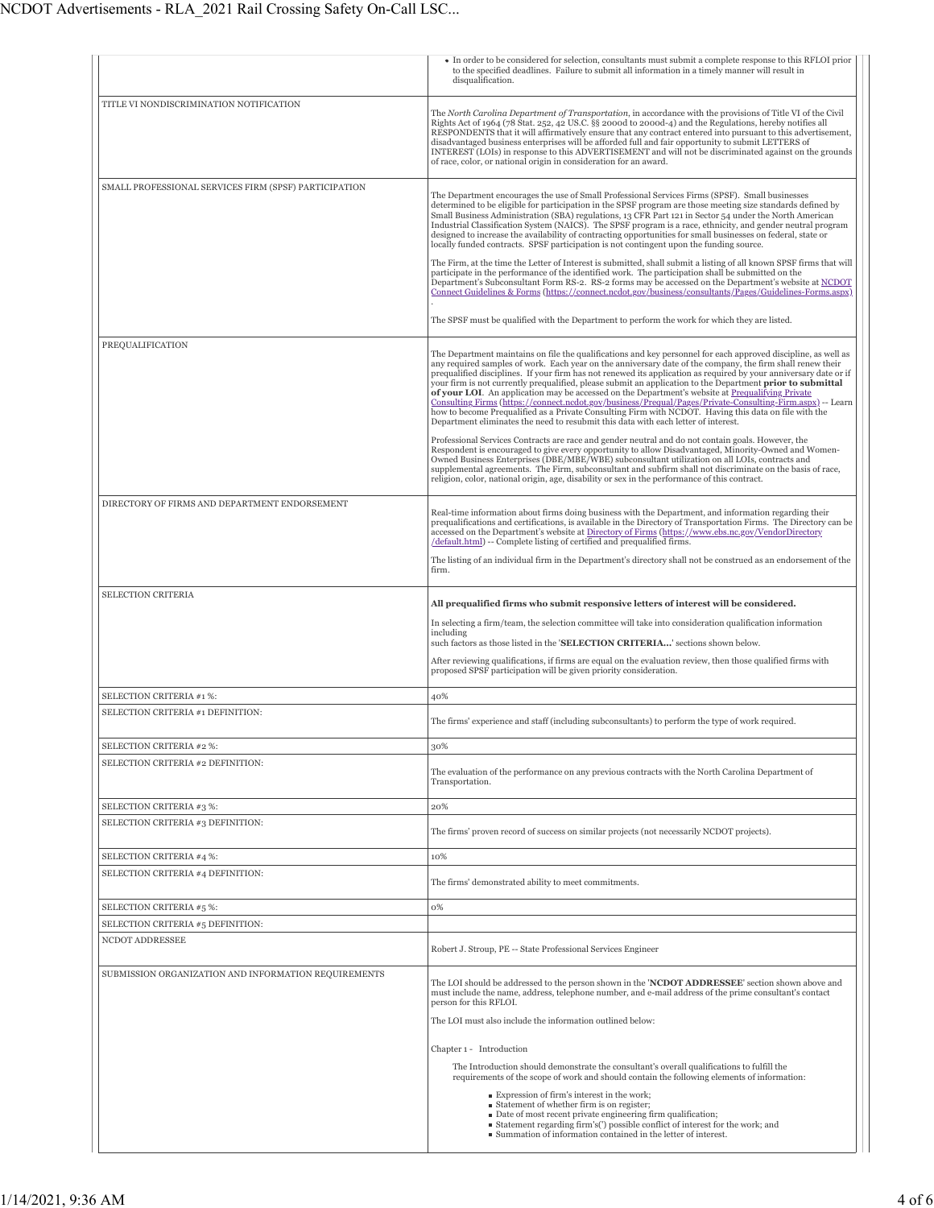| | |
|---|---|
| | - In order to be considered for selection, consultants must submit a complete response to this RFLOI prior to the specified deadlines. Failure to submit all information in a timely manner will result in disqualification. |
| TITLE VI NONDISCRIMINATION NOTIFICATION | The *North Carolina Department of Transportation*, in accordance with the provisions of Title VI of the Civil Rights Act of 1964 (78 Stat. 252, 42 US.C. §§ 2000d to 2000d-4) and the Regulations, hereby notifies all RESPONDENTS that it will affirmatively ensure that any contract entered into pursuant to this advertisement, disadvantaged business enterprises will be afforded full and fair opportunity to submit LETTERS of INTEREST (LOIs) in response to this ADVERTISEMENT and will not be discriminated against on the grounds of race, color, or national origin in consideration for an award. |
| SMALL PROFESSIONAL SERVICES FIRM (SPSF) PARTICIPATION | The Department encourages the use of Small Professional Services Firms (SPSF). Small businesses determined to be eligible for participation in the SPSF program are those meeting size standards defined by Small Business Administration (SBA) regulations, 13 CFR Part 121 in Sector 54 under the North American Industrial Classification System (NAICS). The SPSF program is a race, ethnicity, and gender neutral program designed to increase the availability of contracting opportunities for small businesses on federal, state or locally funded contracts. SPSF participation is not contingent upon the funding source.<br><br>The Firm, at the time the Letter of Interest is submitted, shall submit a listing of all known SPSF firms that will participate in the performance of the identified work. The participation shall be submitted on the Department's Subconsultant Form RS-2. RS-2 forms may be accessed on the Department's website at NCDOT Connect Guidelines & Forms (https://connect.ncdot.gov/business/consultants/Pages/Guidelines-Forms.aspx).<br><br>The SPSF must be qualified with the Department to perform the work for which they are listed. |
| PREQUALIFICATION | The Department maintains on file the qualifications and key personnel for each approved discipline, as well as any required samples of work. Each year on the anniversary date of the company, the firm shall renew their prequalified disciplines. If your firm has not renewed its application as required by your anniversary date or if your firm is not currently prequalified, please submit an application to the Department **prior to submittal of your LOI**. An application may be accessed on the Department's website at Prequalifying Private Consulting Firms (https://connect.ncdot.gov/business/Prequal/Pages/Private-Consulting-Firm.aspx) -- Learn how to become Prequalified as a Private Consulting Firm with NCDOT. Having this data on file with the Department eliminates the need to resubmit this data with each letter of interest.<br><br>Professional Services Contracts are race and gender neutral and do not contain goals. However, the Respondent is encouraged to give every opportunity to allow Disadvantaged, Minority-Owned and Women-Owned Business Enterprises (DBE/MBE/WBE) subconsultant utilization on all LOIs, contracts and supplemental agreements. The Firm, subconsultant and subfirm shall not discriminate on the basis of race, religion, color, national origin, age, disability or sex in the performance of this contract. |
| DIRECTORY OF FIRMS AND DEPARTMENT ENDORSEMENT | Real-time information about firms doing business with the Department, and information regarding their prequalifications and certifications, is available in the Directory of Transportation Firms. The Directory can be accessed on the Department's website at Directory of Firms (https://www.ebs.nc.gov/VendorDirectory/default.html) -- Complete listing of certified and prequalified firms.<br><br>The listing of an individual firm in the Department's directory shall not be construed as an endorsement of the firm. |
| SELECTION CRITERIA | **All prequalified firms who submit responsive letters of interest will be considered.**<br><br>In selecting a firm/team, the selection committee will take into consideration qualification information including such factors as those listed in the '**SELECTION CRITERIA...**' sections shown below.<br><br>After reviewing qualifications, if firms are equal on the evaluation review, then those qualified firms with proposed SPSF participation will be given priority consideration. |
| SELECTION CRITERIA #1 %: | 40% |
| SELECTION CRITERIA #1 DEFINITION: | The firms' experience and staff (including subconsultants) to perform the type of work required. |
| SELECTION CRITERIA #2 %: | 30% |
| SELECTION CRITERIA #2 DEFINITION: | The evaluation of the performance on any previous contracts with the North Carolina Department of Transportation. |
| SELECTION CRITERIA #3 %: | 20% |
| SELECTION CRITERIA #3 DEFINITION: | The firms' proven record of success on similar projects (not necessarily NCDOT projects). |
| SELECTION CRITERIA #4 %: | 10% |
| SELECTION CRITERIA #4 DEFINITION: | The firms' demonstrated ability to meet commitments. |
| SELECTION CRITERIA #5 %: | 0% |
| SELECTION CRITERIA #5 DEFINITION: | |
| NCDOT ADDRESSEE | Robert J. Stroup, PE -- State Professional Services Engineer |
| SUBMISSION ORGANIZATION AND INFORMATION REQUIREMENTS | The LOI should be addressed to the person shown in the '**NCDOT ADDRESSEE**' section shown above and must include the name, address, telephone number, and e-mail address of the prime consultant's contact person for this RFLOI.<br><br>The LOI must also include the information outlined below:<br><br>Chapter 1 - Introduction<br><br>The Introduction should demonstrate the consultant's overall qualifications to fulfill the requirements of the scope of work and should contain the following elements of information:<br><br>- Expression of firm's interest in the work;<br>- Statement of whether firm is on register;<br>- Date of most recent private engineering firm qualification;<br>- Statement regarding firm's(') possible conflict of interest for the work; and<br>- Summation of information contained in the letter of interest. |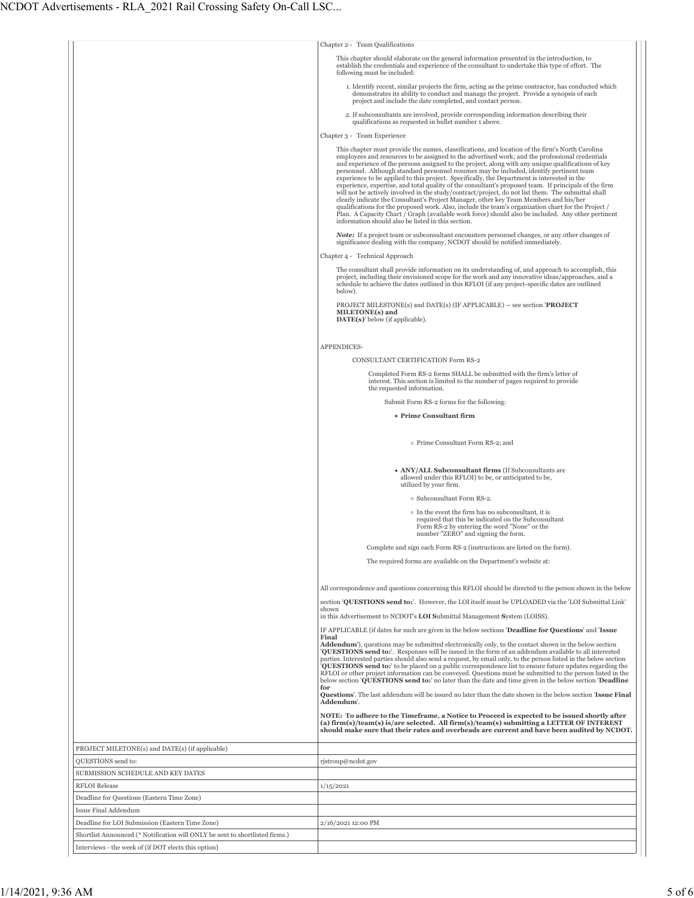Chapter 2 - Team Qualifications

This chapter should elaborate on the general information presented in the introduction, to establish the credentials and experience of the consultant to undertake this type of effort. The following must be included:

1. Identify recent, similar projects the firm, acting as the prime contractor, has conducted which demonstrates its ability to conduct and manage the project. Provide a synopsis of each project and include the date completed, and contact person.
2. If subconsultants are involved, provide corresponding information describing their qualifications as requested in bullet number 1 above.

Chapter 3 - Team Experience

This chapter must provide the names, classifications, and location of the firm's North Carolina employees and resources to be assigned to the advertised work; and the professional credentials and experience of the persons assigned to the project, along with any unique qualifications of key personnel. Although standard personnel resumes may be included, identify pertinent team experience to be applied to this project. Specifically, the Department is interested in the experience, expertise, and total quality of the consultant's proposed team. If principals of the firm will not be actively involved in the study/contract/project, do not list them. The submittal shall clearly indicate the Consultant's Project Manager, other key Team Members and his/her qualifications for the proposed work. Also, include the team's organization chart for the Project / Plan. A Capacity Chart / Graph (available work force) should also be included. Any other pertinent information should also be listed in this section.

*Note:* If a project team or subconsultant encounters personnel changes, or any other changes of significance dealing with the company, NCDOT should be notified immediately.

Chapter 4 - Technical Approach

The consultant shall provide information on its understanding of, and approach to accomplish, this project, including their envisioned scope for the work and any innovative ideas/approaches, and a schedule to achieve the dates outlined in this RFLOI (if any project-specific dates are outlined below).

PROJECT MILESTONE(s) and DATE(s) (IF APPLICABLE) -- see section '**PROJECT MILETONE(s) and DATE(s)**' below (if applicable).

APPENDICES-

CONSULTANT CERTIFICATION Form RS-2

Completed Form RS-2 forms SHALL be submitted with the firm's letter of interest. This section is limited to the number of pages required to provide the requested information.

Submit Form RS-2 forms for the following:

- **Prime Consultant firm**
  - Prime Consultant Form RS-2; and
- **ANY/ALL Subconsultant firms** (If Subconsultants are allowed under this RFLOI) to be, or anticipated to be, utilized by your firm.
  - Subconsultant Form RS-2.
  - In the event the firm has no subconsultant, it is required that this be indicated on the Subconsultant Form RS-2 by entering the word "None" or the number "ZERO" and signing the form.

Complete and sign each Form RS-2 (instructions are listed on the form).

The required forms are available on the Department's website at:

All correspondence and questions concerning this RFLOI should be directed to the person shown in the below section '**QUESTIONS send to:**'. However, the LOI itself must be UPLOADED via the 'LOI Submittal Link' shown in this Advertisement to NCDOT's **LOI S**ubmittal Management **S**ystem (LOISS).

IF APPLICABLE (if dates for such are given in the below sections '**Deadline for Questions**' and '**Issue Final Addendum**'), questions may be submitted electronically only, to the contact shown in the below section '**QUESTIONS send to:**'. Responses will be issued in the form of an addendum available to all interested parties. Interested parties should also send a request, by email only, to the person listed in the below section '**QUESTIONS send to:**' to be placed on a public correspondence list to ensure future updates regarding the RFLOI or other project information can be conveyed. Questions must be submitted to the person listed in the below section '**QUESTIONS send to:**' no later than the date and time given in the below section '**Deadline for Questions**'. The last addendum will be issued no later than the date shown in the below section '**Issue Final Addendum**'.

**NOTE: To adhere to the Timeframe, a Notice to Proceed is expected to be issued shortly after (a) firm(s)/team(s) is/are selected. All firm(s)/team(s) submitting a LETTER OF INTEREST should make sure that their rates and overheads are current and have been audited by NCDOT.**

| | |
|---|---|
| PROJECT MILETONE(s) and DATE(s) (if applicable) | |
| QUESTIONS send to: | rjstroup@ncdot.gov |
| SUBMISSION SCHEDULE AND KEY DATES | |
| RFLOI Release | 1/15/2021 |
| Deadline for Questions (Eastern Time Zone) | |
| Issue Final Addendum | |
| Deadline for LOI Submission (Eastern Time Zone) | 2/16/2021 12:00 PM |
| Shortlist Announced (* Notification will ONLY be sent to shortlisted firms.) | |
| Interviews - the week of (if DOT elects this option) | |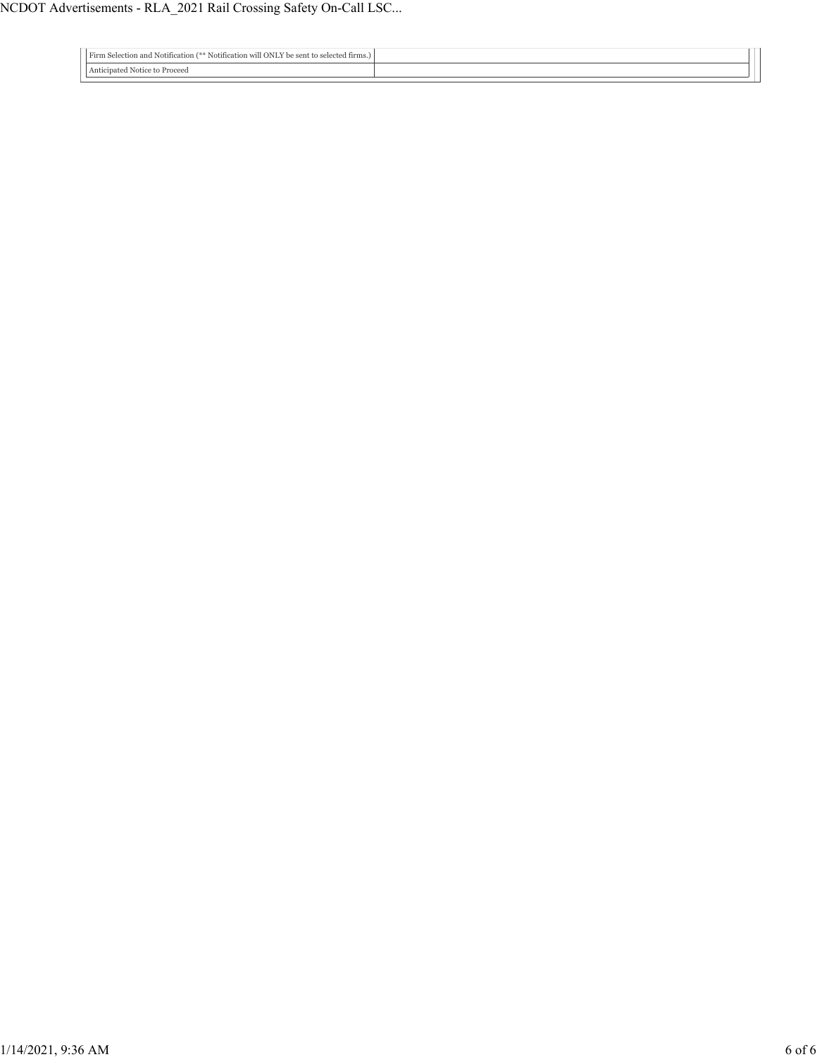| | |
|---|---|
| Firm Selection and Notification (** Notification will ONLY be sent to selected firms.) | |
| Anticipated Notice to Proceed | |